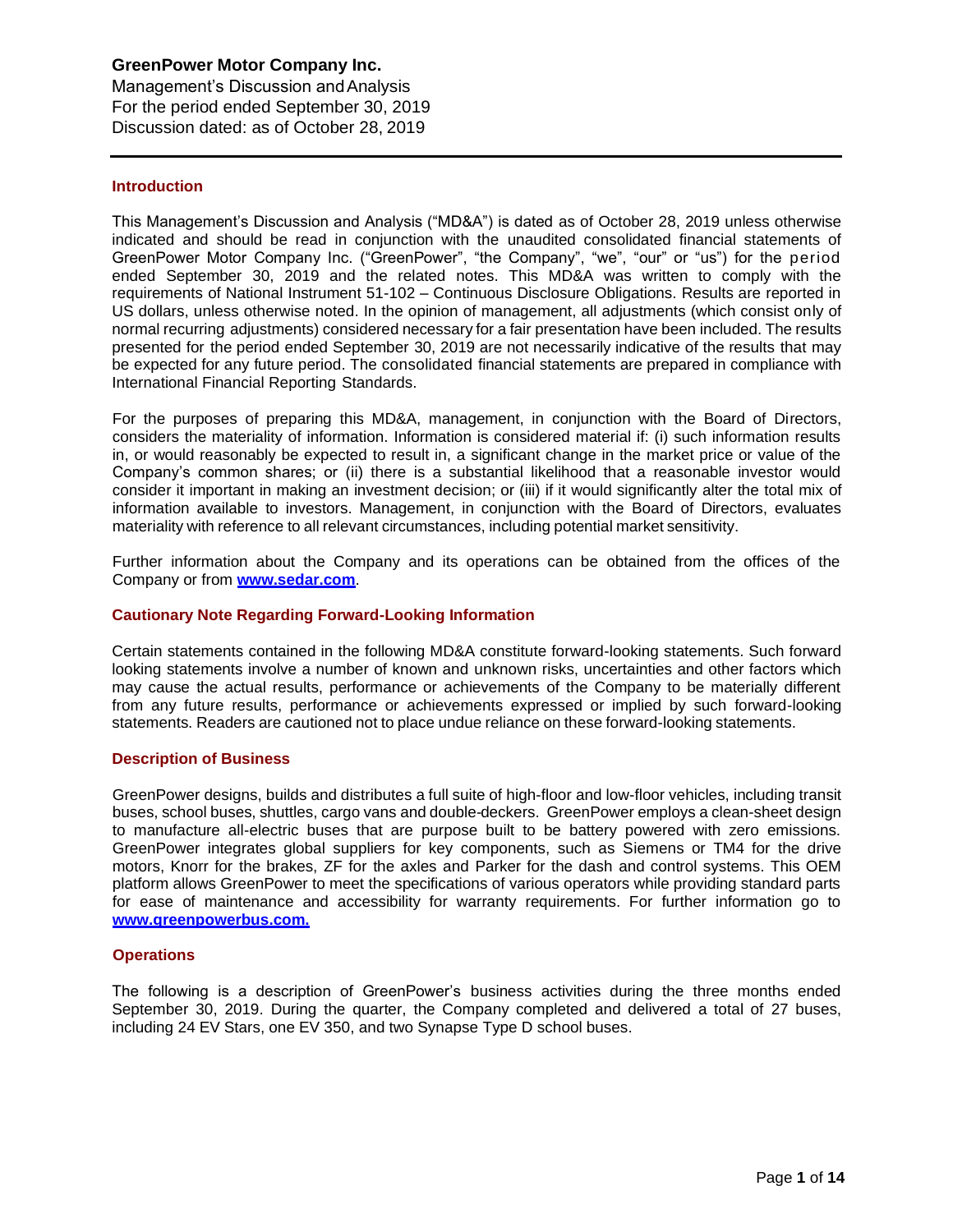# GreenPower Motor Company Inc.

Management's Discussion and Analysis
For the period ended September 30, 2019
Discussion dated: as of October 28, 2019

## Introduction

This Management's Discussion and Analysis ("MD&A") is dated as of October 28, 2019 unless otherwise indicated and should be read in conjunction with the unaudited consolidated financial statements of GreenPower Motor Company Inc. ("GreenPower", "the Company", "we", "our" or "us") for the period ended September 30, 2019 and the related notes. This MD&A was written to comply with the requirements of National Instrument 51-102 – Continuous Disclosure Obligations. Results are reported in US dollars, unless otherwise noted. In the opinion of management, all adjustments (which consist only of normal recurring adjustments) considered necessary for a fair presentation have been included. The results presented for the period ended September 30, 2019 are not necessarily indicative of the results that may be expected for any future period. The consolidated financial statements are prepared in compliance with International Financial Reporting Standards.

For the purposes of preparing this MD&A, management, in conjunction with the Board of Directors, considers the materiality of information. Information is considered material if: (i) such information results in, or would reasonably be expected to result in, a significant change in the market price or value of the Company's common shares; or (ii) there is a substantial likelihood that a reasonable investor would consider it important in making an investment decision; or (iii) if it would significantly alter the total mix of information available to investors. Management, in conjunction with the Board of Directors, evaluates materiality with reference to all relevant circumstances, including potential market sensitivity.

Further information about the Company and its operations can be obtained from the offices of the Company or from **www.sedar.com**.

## Cautionary Note Regarding Forward-Looking Information

Certain statements contained in the following MD&A constitute forward-looking statements. Such forward looking statements involve a number of known and unknown risks, uncertainties and other factors which may cause the actual results, performance or achievements of the Company to be materially different from any future results, performance or achievements expressed or implied by such forward-looking statements. Readers are cautioned not to place undue reliance on these forward-looking statements.

## Description of Business

GreenPower designs, builds and distributes a full suite of high-floor and low-floor vehicles, including transit buses, school buses, shuttles, cargo vans and double-deckers. GreenPower employs a clean-sheet design to manufacture all-electric buses that are purpose built to be battery powered with zero emissions. GreenPower integrates global suppliers for key components, such as Siemens or TM4 for the drive motors, Knorr for the brakes, ZF for the axles and Parker for the dash and control systems. This OEM platform allows GreenPower to meet the specifications of various operators while providing standard parts for ease of maintenance and accessibility for warranty requirements. For further information go to **www.greenpowerbus.com.**

## Operations

The following is a description of GreenPower's business activities during the three months ended September 30, 2019. During the quarter, the Company completed and delivered a total of 27 buses, including 24 EV Stars, one EV 350, and two Synapse Type D school buses.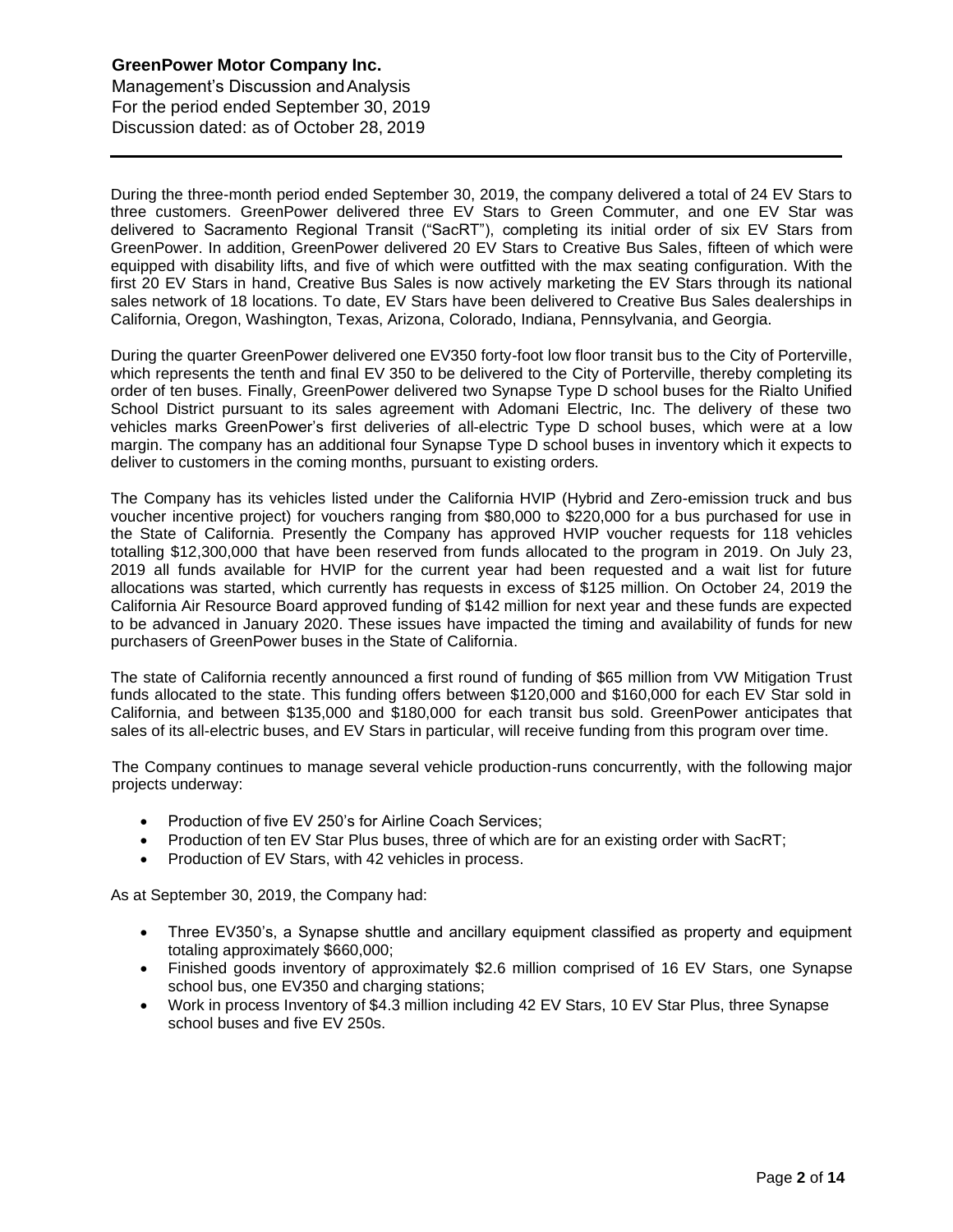During the three-month period ended September 30, 2019, the company delivered a total of 24 EV Stars to three customers. GreenPower delivered three EV Stars to Green Commuter, and one EV Star was delivered to Sacramento Regional Transit ("SacRT"), completing its initial order of six EV Stars from GreenPower. In addition, GreenPower delivered 20 EV Stars to Creative Bus Sales, fifteen of which were equipped with disability lifts, and five of which were outfitted with the max seating configuration. With the first 20 EV Stars in hand, Creative Bus Sales is now actively marketing the EV Stars through its national sales network of 18 locations. To date, EV Stars have been delivered to Creative Bus Sales dealerships in California, Oregon, Washington, Texas, Arizona, Colorado, Indiana, Pennsylvania, and Georgia.

During the quarter GreenPower delivered one EV350 forty-foot low floor transit bus to the City of Porterville, which represents the tenth and final EV 350 to be delivered to the City of Porterville, thereby completing its order of ten buses. Finally, GreenPower delivered two Synapse Type D school buses for the Rialto Unified School District pursuant to its sales agreement with Adomani Electric, Inc. The delivery of these two vehicles marks GreenPower's first deliveries of all-electric Type D school buses, which were at a low margin. The company has an additional four Synapse Type D school buses in inventory which it expects to deliver to customers in the coming months, pursuant to existing orders.

The Company has its vehicles listed under the California HVIP (Hybrid and Zero-emission truck and bus voucher incentive project) for vouchers ranging from $80,000 to $220,000 for a bus purchased for use in the State of California. Presently the Company has approved HVIP voucher requests for 118 vehicles totalling $12,300,000 that have been reserved from funds allocated to the program in 2019. On July 23, 2019 all funds available for HVIP for the current year had been requested and a wait list for future allocations was started, which currently has requests in excess of $125 million. On October 24, 2019 the California Air Resource Board approved funding of $142 million for next year and these funds are expected to be advanced in January 2020. These issues have impacted the timing and availability of funds for new purchasers of GreenPower buses in the State of California.

The state of California recently announced a first round of funding of $65 million from VW Mitigation Trust funds allocated to the state. This funding offers between $120,000 and $160,000 for each EV Star sold in California, and between $135,000 and $180,000 for each transit bus sold. GreenPower anticipates that sales of its all-electric buses, and EV Stars in particular, will receive funding from this program over time.

The Company continues to manage several vehicle production-runs concurrently, with the following major projects underway:

- Production of five EV 250's for Airline Coach Services;
- Production of ten EV Star Plus buses, three of which are for an existing order with SacRT;
- Production of EV Stars, with 42 vehicles in process.

As at September 30, 2019, the Company had:

- Three EV350's, a Synapse shuttle and ancillary equipment classified as property and equipment totaling approximately $660,000;
- Finished goods inventory of approximately $2.6 million comprised of 16 EV Stars, one Synapse school bus, one EV350 and charging stations;
- Work in process Inventory of $4.3 million including 42 EV Stars, 10 EV Star Plus, three Synapse school buses and five EV 250s.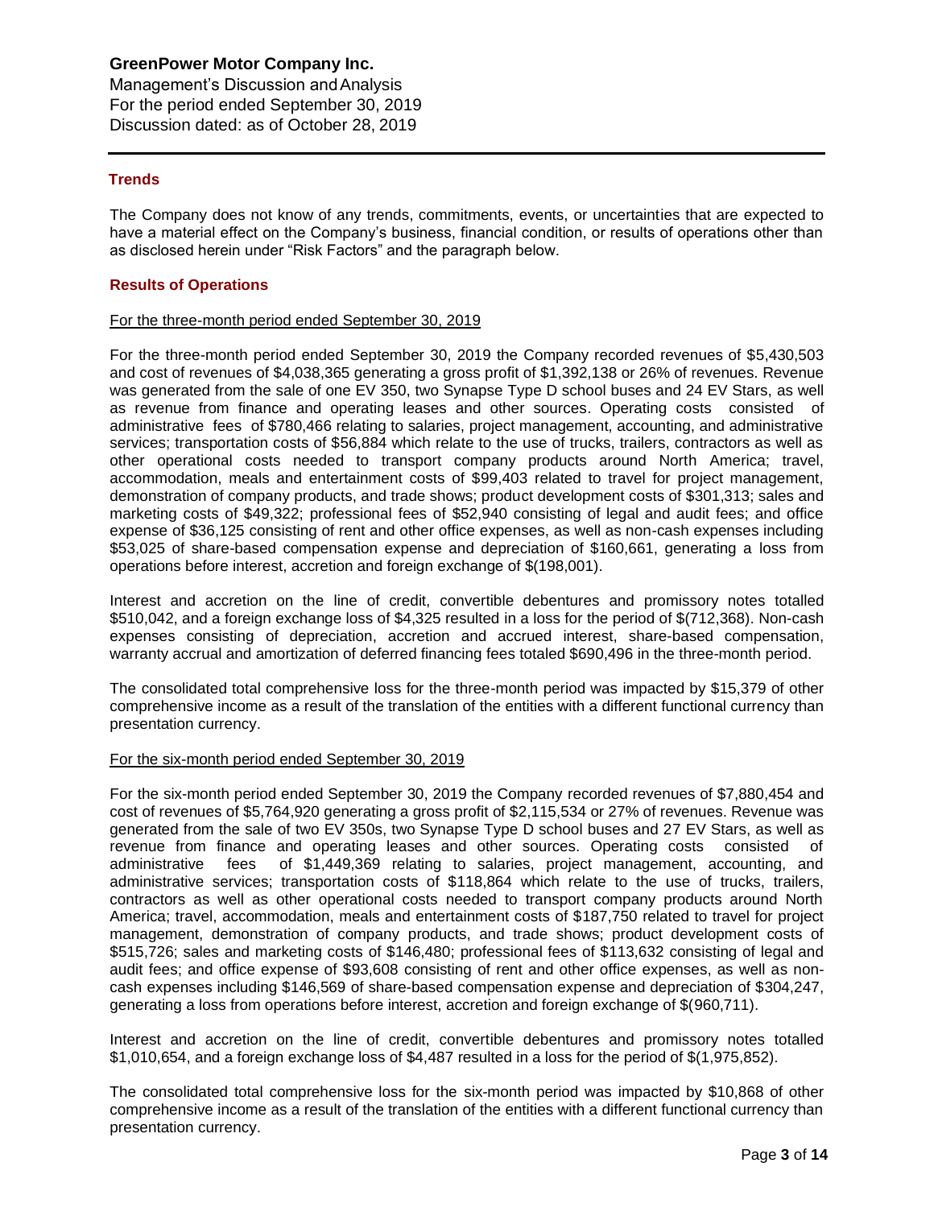## Trends

The Company does not know of any trends, commitments, events, or uncertainties that are expected to have a material effect on the Company's business, financial condition, or results of operations other than as disclosed herein under "Risk Factors" and the paragraph below.

## Results of Operations

For the three-month period ended September 30, 2019

For the three-month period ended September 30, 2019 the Company recorded revenues of $5,430,503 and cost of revenues of $4,038,365 generating a gross profit of $1,392,138 or 26% of revenues. Revenue was generated from the sale of one EV 350, two Synapse Type D school buses and 24 EV Stars, as well as revenue from finance and operating leases and other sources. Operating costs consisted of administrative fees of $780,466 relating to salaries, project management, accounting, and administrative services; transportation costs of $56,884 which relate to the use of trucks, trailers, contractors as well as other operational costs needed to transport company products around North America; travel, accommodation, meals and entertainment costs of $99,403 related to travel for project management, demonstration of company products, and trade shows; product development costs of $301,313; sales and marketing costs of $49,322; professional fees of $52,940 consisting of legal and audit fees; and office expense of $36,125 consisting of rent and other office expenses, as well as non-cash expenses including $53,025 of share-based compensation expense and depreciation of $160,661, generating a loss from operations before interest, accretion and foreign exchange of $(198,001).

Interest and accretion on the line of credit, convertible debentures and promissory notes totalled $510,042, and a foreign exchange loss of $4,325 resulted in a loss for the period of $(712,368). Non-cash expenses consisting of depreciation, accretion and accrued interest, share-based compensation, warranty accrual and amortization of deferred financing fees totaled $690,496 in the three-month period.

The consolidated total comprehensive loss for the three-month period was impacted by $15,379 of other comprehensive income as a result of the translation of the entities with a different functional currency than presentation currency.

For the six-month period ended September 30, 2019

For the six-month period ended September 30, 2019 the Company recorded revenues of $7,880,454 and cost of revenues of $5,764,920 generating a gross profit of $2,115,534 or 27% of revenues. Revenue was generated from the sale of two EV 350s, two Synapse Type D school buses and 27 EV Stars, as well as revenue from finance and operating leases and other sources. Operating costs consisted of administrative fees of $1,449,369 relating to salaries, project management, accounting, and administrative services; transportation costs of $118,864 which relate to the use of trucks, trailers, contractors as well as other operational costs needed to transport company products around North America; travel, accommodation, meals and entertainment costs of $187,750 related to travel for project management, demonstration of company products, and trade shows; product development costs of $515,726; sales and marketing costs of $146,480; professional fees of $113,632 consisting of legal and audit fees; and office expense of $93,608 consisting of rent and other office expenses, as well as non-cash expenses including $146,569 of share-based compensation expense and depreciation of $304,247, generating a loss from operations before interest, accretion and foreign exchange of $(960,711).

Interest and accretion on the line of credit, convertible debentures and promissory notes totalled $1,010,654, and a foreign exchange loss of $4,487 resulted in a loss for the period of $(1,975,852).

The consolidated total comprehensive loss for the six-month period was impacted by $10,868 of other comprehensive income as a result of the translation of the entities with a different functional currency than presentation currency.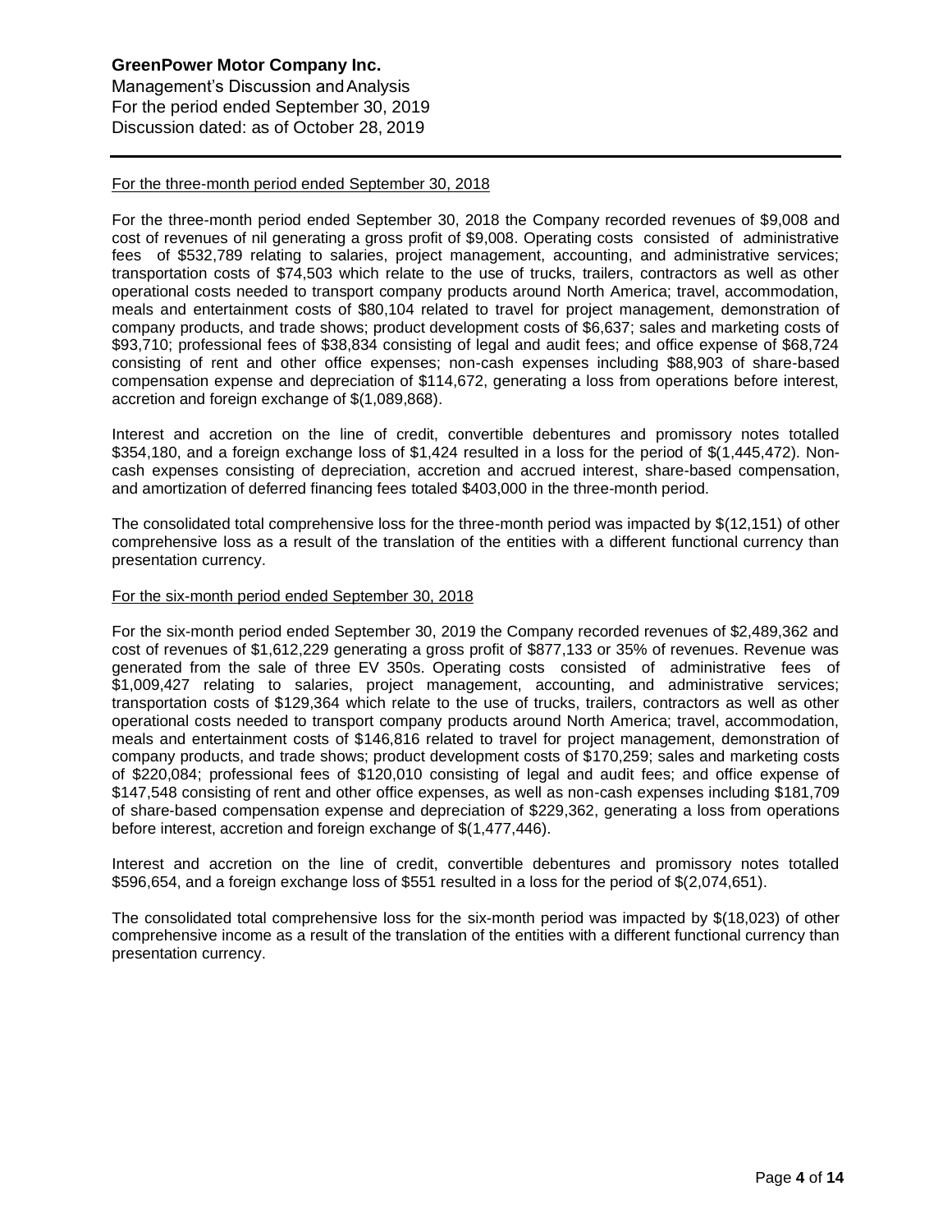For the three-month period ended September 30, 2018

For the three-month period ended September 30, 2018 the Company recorded revenues of $9,008 and cost of revenues of nil generating a gross profit of $9,008. Operating costs consisted of administrative fees of $532,789 relating to salaries, project management, accounting, and administrative services; transportation costs of $74,503 which relate to the use of trucks, trailers, contractors as well as other operational costs needed to transport company products around North America; travel, accommodation, meals and entertainment costs of $80,104 related to travel for project management, demonstration of company products, and trade shows; product development costs of $6,637; sales and marketing costs of $93,710; professional fees of $38,834 consisting of legal and audit fees; and office expense of $68,724 consisting of rent and other office expenses; non-cash expenses including $88,903 of share-based compensation expense and depreciation of $114,672, generating a loss from operations before interest, accretion and foreign exchange of $(1,089,868).

Interest and accretion on the line of credit, convertible debentures and promissory notes totalled $354,180, and a foreign exchange loss of $1,424 resulted in a loss for the period of $(1,445,472). Non-cash expenses consisting of depreciation, accretion and accrued interest, share-based compensation, and amortization of deferred financing fees totaled $403,000 in the three-month period.

The consolidated total comprehensive loss for the three-month period was impacted by $(12,151) of other comprehensive loss as a result of the translation of the entities with a different functional currency than presentation currency.

For the six-month period ended September 30, 2018

For the six-month period ended September 30, 2019 the Company recorded revenues of $2,489,362 and cost of revenues of $1,612,229 generating a gross profit of $877,133 or 35% of revenues. Revenue was generated from the sale of three EV 350s. Operating costs consisted of administrative fees of $1,009,427 relating to salaries, project management, accounting, and administrative services; transportation costs of $129,364 which relate to the use of trucks, trailers, contractors as well as other operational costs needed to transport company products around North America; travel, accommodation, meals and entertainment costs of $146,816 related to travel for project management, demonstration of company products, and trade shows; product development costs of $170,259; sales and marketing costs of $220,084; professional fees of $120,010 consisting of legal and audit fees; and office expense of $147,548 consisting of rent and other office expenses, as well as non-cash expenses including $181,709 of share-based compensation expense and depreciation of $229,362, generating a loss from operations before interest, accretion and foreign exchange of $(1,477,446).

Interest and accretion on the line of credit, convertible debentures and promissory notes totalled $596,654, and a foreign exchange loss of $551 resulted in a loss for the period of $(2,074,651).

The consolidated total comprehensive loss for the six-month period was impacted by $(18,023) of other comprehensive income as a result of the translation of the entities with a different functional currency than presentation currency.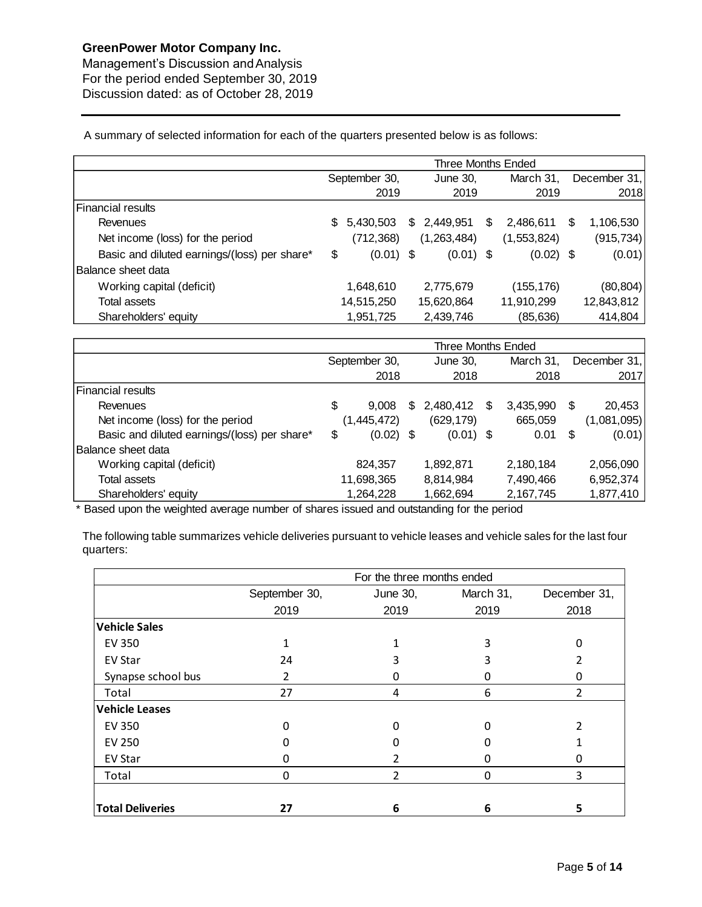A summary of selected information for each of the quarters presented below is as follows:

| | Three Months Ended | | | |
|---|---|---|---|---|
| | September 30, 2019 | June 30, 2019 | March 31, 2019 | December 31, 2018 |
| **Financial results** | | | | |
| Revenues | $ 5,430,503 | $ 2,449,951 | $ 2,486,611 | $ 1,106,530 |
| Net income (loss) for the period | (712,368) | (1,263,484) | (1,553,824) | (915,734) |
| Basic and diluted earnings/(loss) per share* | $ (0.01) | $ (0.01) | $ (0.02) | $ (0.01) |
| **Balance sheet data** | | | | |
| Working capital (deficit) | 1,648,610 | 2,775,679 | (155,176) | (80,804) |
| Total assets | 14,515,250 | 15,620,864 | 11,910,299 | 12,843,812 |
| Shareholders' equity | 1,951,725 | 2,439,746 | (85,636) | 414,804 |

| | Three Months Ended | | | |
|---|---|---|---|---|
| | September 30, 2018 | June 30, 2018 | March 31, 2018 | December 31, 2017 |
| **Financial results** | | | | |
| Revenues | $ 9,008 | $ 2,480,412 | $ 3,435,990 | $ 20,453 |
| Net income (loss) for the period | (1,445,472) | (629,179) | 665,059 | (1,081,095) |
| Basic and diluted earnings/(loss) per share* | $ (0.02) | $ (0.01) | $ 0.01 | $ (0.01) |
| **Balance sheet data** | | | | |
| Working capital (deficit) | 824,357 | 1,892,871 | 2,180,184 | 2,056,090 |
| Total assets | 11,698,365 | 8,814,984 | 7,490,466 | 6,952,374 |
| Shareholders' equity | 1,264,228 | 1,662,694 | 2,167,745 | 1,877,410 |

\* Based upon the weighted average number of shares issued and outstanding for the period

The following table summarizes vehicle deliveries pursuant to vehicle leases and vehicle sales for the last four quarters:

| | For the three months ended | | | |
|---|---|---|---|---|
| | September 30, 2019 | June 30, 2019 | March 31, 2019 | December 31, 2018 |
| **Vehicle Sales** | | | | |
| EV 350 | 1 | 1 | 3 | 0 |
| EV Star | 24 | 3 | 3 | 2 |
| Synapse school bus | 2 | 0 | 0 | 0 |
| Total | 27 | 4 | 6 | 2 |
| **Vehicle Leases** | | | | |
| EV 350 | 0 | 0 | 0 | 2 |
| EV 250 | 0 | 0 | 0 | 1 |
| EV Star | 0 | 2 | 0 | 0 |
| Total | 0 | 2 | 0 | 3 |
| **Total Deliveries** | **27** | **6** | **6** | **5** |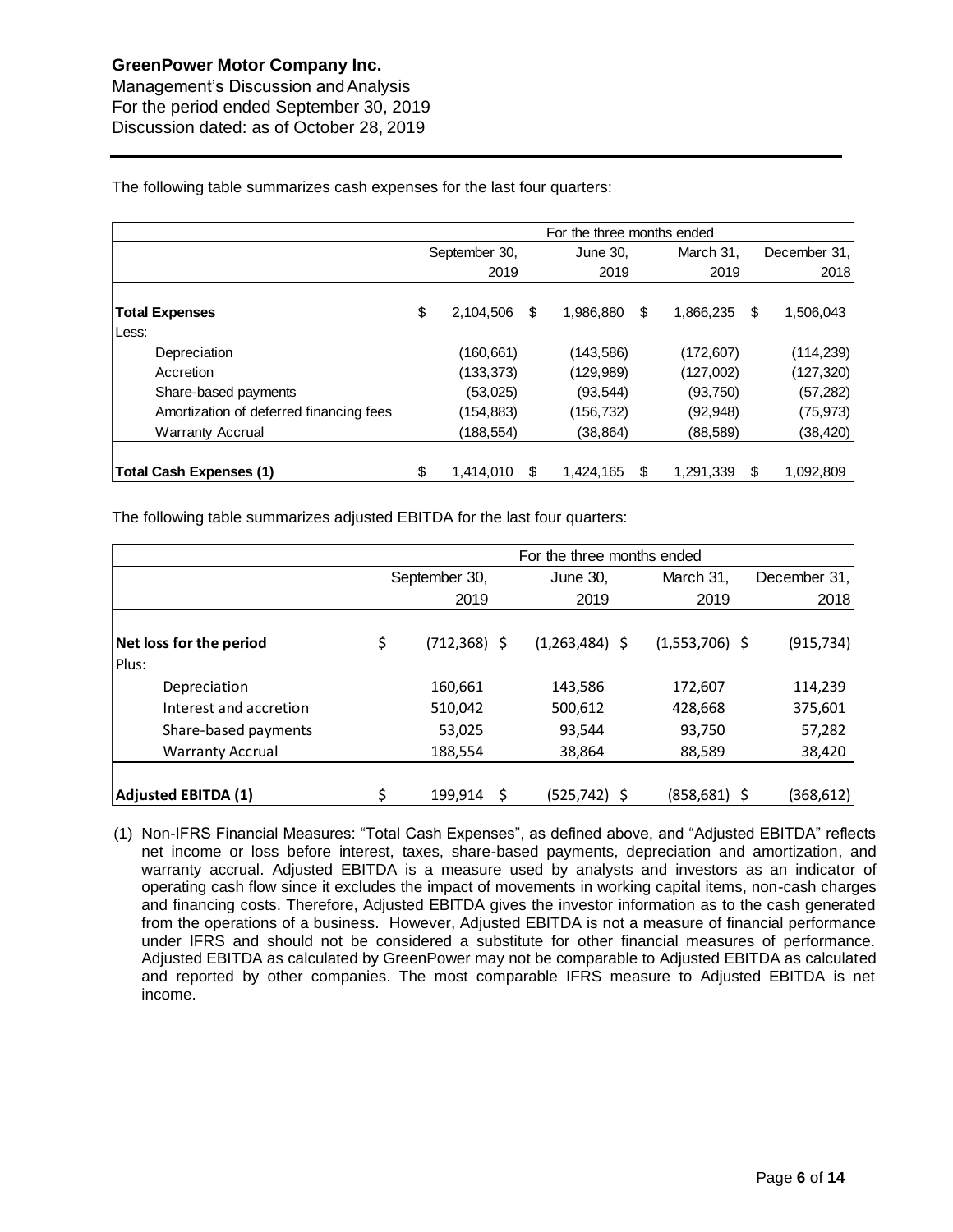The following table summarizes cash expenses for the last four quarters:

| | For the three months ended | | | |
|---|---|---|---|---|
| | September 30, 2019 | June 30, 2019 | March 31, 2019 | December 31, 2018 |
| **Total Expenses** | $ 2,104,506 | $ 1,986,880 | $ 1,866,235 | $ 1,506,043 |
| Less: | | | | |
| Depreciation | (160,661) | (143,586) | (172,607) | (114,239) |
| Accretion | (133,373) | (129,989) | (127,002) | (127,320) |
| Share-based payments | (53,025) | (93,544) | (93,750) | (57,282) |
| Amortization of deferred financing fees | (154,883) | (156,732) | (92,948) | (75,973) |
| Warranty Accrual | (188,554) | (38,864) | (88,589) | (38,420) |
| **Total Cash Expenses (1)** | $ 1,414,010 | $ 1,424,165 | $ 1,291,339 | $ 1,092,809 |

The following table summarizes adjusted EBITDA for the last four quarters:

| | For the three months ended | | | |
|---|---|---|---|---|
| | September 30, 2019 | June 30, 2019 | March 31, 2019 | December 31, 2018 |
| **Net loss for the period** | $ (712,368) | $ (1,263,484) | $ (1,553,706) | $ (915,734) |
| Plus: | | | | |
| Depreciation | 160,661 | 143,586 | 172,607 | 114,239 |
| Interest and accretion | 510,042 | 500,612 | 428,668 | 375,601 |
| Share-based payments | 53,025 | 93,544 | 93,750 | 57,282 |
| Warranty Accrual | 188,554 | 38,864 | 88,589 | 38,420 |
| **Adjusted EBITDA (1)** | $ 199,914 | $ (525,742) | $ (858,681) | $ (368,612) |

(1) Non-IFRS Financial Measures: "Total Cash Expenses", as defined above, and "Adjusted EBITDA" reflects net income or loss before interest, taxes, share-based payments, depreciation and amortization, and warranty accrual. Adjusted EBITDA is a measure used by analysts and investors as an indicator of operating cash flow since it excludes the impact of movements in working capital items, non-cash charges and financing costs. Therefore, Adjusted EBITDA gives the investor information as to the cash generated from the operations of a business. However, Adjusted EBITDA is not a measure of financial performance under IFRS and should not be considered a substitute for other financial measures of performance. Adjusted EBITDA as calculated by GreenPower may not be comparable to Adjusted EBITDA as calculated and reported by other companies. The most comparable IFRS measure to Adjusted EBITDA is net income.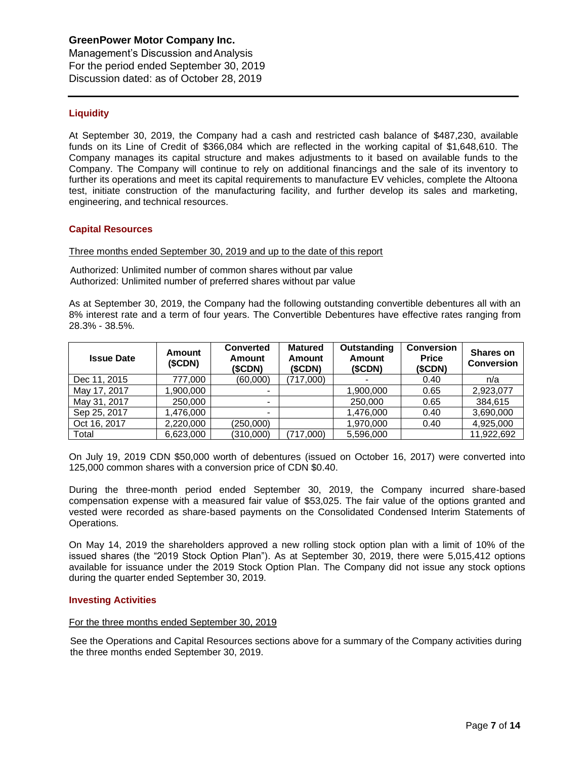## Liquidity

At September 30, 2019, the Company had a cash and restricted cash balance of $487,230, available funds on its Line of Credit of $366,084 which are reflected in the working capital of $1,648,610. The Company manages its capital structure and makes adjustments to it based on available funds to the Company. The Company will continue to rely on additional financings and the sale of its inventory to further its operations and meet its capital requirements to manufacture EV vehicles, complete the Altoona test, initiate construction of the manufacturing facility, and further develop its sales and marketing, engineering, and technical resources.

## Capital Resources

Three months ended September 30, 2019 and up to the date of this report

Authorized: Unlimited number of common shares without par value
Authorized: Unlimited number of preferred shares without par value

As at September 30, 2019, the Company had the following outstanding convertible debentures all with an 8% interest rate and a term of four years. The Convertible Debentures have effective rates ranging from 28.3% - 38.5%.

| Issue Date | Amount ($CDN) | Converted Amount ($CDN) | Matured Amount ($CDN) | Outstanding Amount ($CDN) | Conversion Price ($CDN) | Shares on Conversion |
|---|---|---|---|---|---|---|
| Dec 11, 2015 | 777,000 | (60,000) | (717,000) | - | 0.40 | n/a |
| May 17, 2017 | 1,900,000 | - | | 1,900,000 | 0.65 | 2,923,077 |
| May 31, 2017 | 250,000 | - | | 250,000 | 0.65 | 384,615 |
| Sep 25, 2017 | 1,476,000 | - | | 1,476,000 | 0.40 | 3,690,000 |
| Oct 16, 2017 | 2,220,000 | (250,000) | | 1,970,000 | 0.40 | 4,925,000 |
| Total | 6,623,000 | (310,000) | (717,000) | 5,596,000 | | 11,922,692 |

On July 19, 2019 CDN $50,000 worth of debentures (issued on October 16, 2017) were converted into 125,000 common shares with a conversion price of CDN $0.40.

During the three-month period ended September 30, 2019, the Company incurred share-based compensation expense with a measured fair value of $53,025. The fair value of the options granted and vested were recorded as share-based payments on the Consolidated Condensed Interim Statements of Operations.

On May 14, 2019 the shareholders approved a new rolling stock option plan with a limit of 10% of the issued shares (the "2019 Stock Option Plan"). As at September 30, 2019, there were 5,015,412 options available for issuance under the 2019 Stock Option Plan. The Company did not issue any stock options during the quarter ended September 30, 2019.

## Investing Activities

For the three months ended September 30, 2019

See the Operations and Capital Resources sections above for a summary of the Company activities during the three months ended September 30, 2019.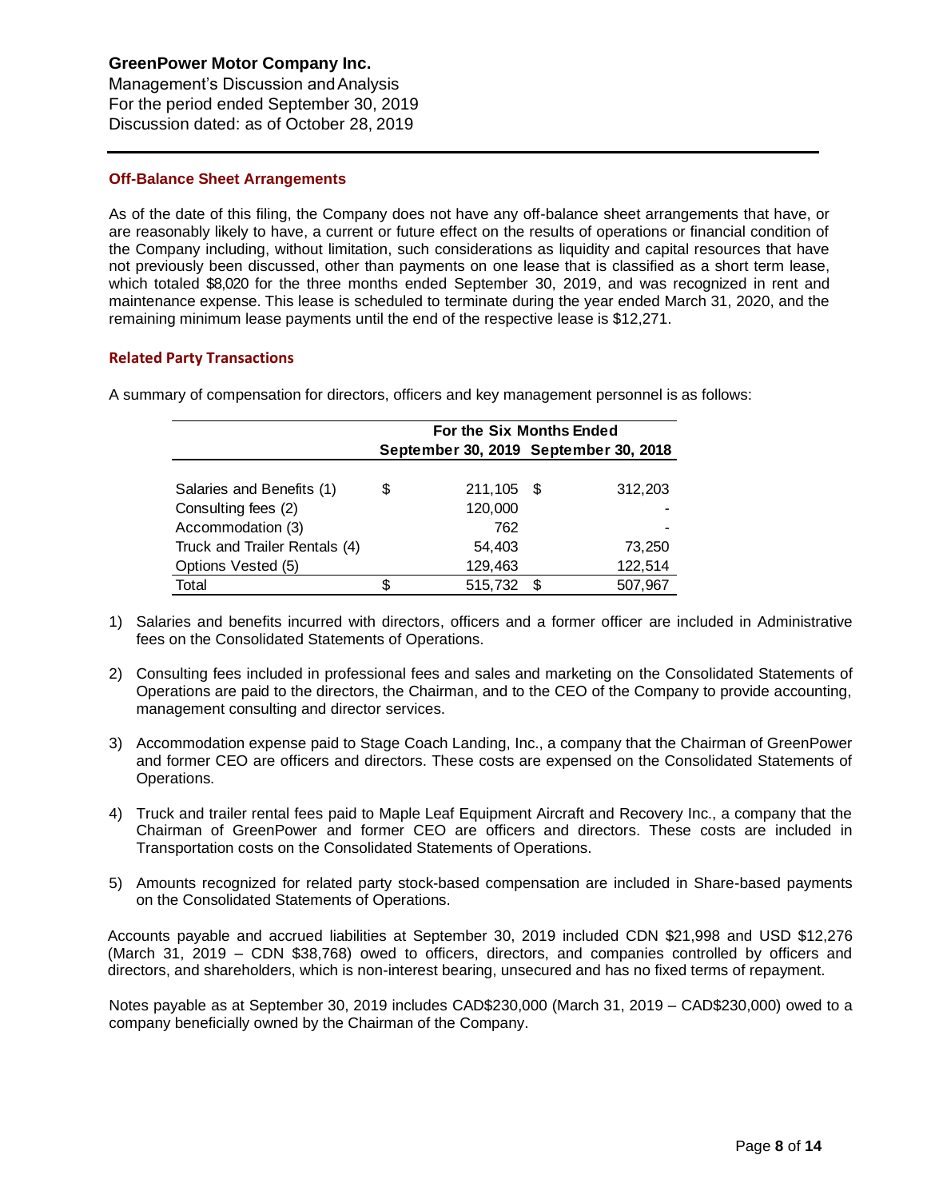## Off-Balance Sheet Arrangements

As of the date of this filing, the Company does not have any off-balance sheet arrangements that have, or are reasonably likely to have, a current or future effect on the results of operations or financial condition of the Company including, without limitation, such considerations as liquidity and capital resources that have not previously been discussed, other than payments on one lease that is classified as a short term lease, which totaled $8,020 for the three months ended September 30, 2019, and was recognized in rent and maintenance expense. This lease is scheduled to terminate during the year ended March 31, 2020, and the remaining minimum lease payments until the end of the respective lease is $12,271.

## Related Party Transactions

A summary of compensation for directors, officers and key management personnel is as follows:

| | For the Six Months Ended | |
|---|---|---|
| | September 30, 2019 | September 30, 2018 |
| Salaries and Benefits (1) | $ 211,105 | $ 312,203 |
| Consulting fees (2) | 120,000 | - |
| Accommodation (3) | 762 | - |
| Truck and Trailer Rentals (4) | 54,403 | 73,250 |
| Options Vested (5) | 129,463 | 122,514 |
| Total | $ 515,732 | $ 507,967 |

1) Salaries and benefits incurred with directors, officers and a former officer are included in Administrative fees on the Consolidated Statements of Operations.

2) Consulting fees included in professional fees and sales and marketing on the Consolidated Statements of Operations are paid to the directors, the Chairman, and to the CEO of the Company to provide accounting, management consulting and director services.

3) Accommodation expense paid to Stage Coach Landing, Inc., a company that the Chairman of GreenPower and former CEO are officers and directors. These costs are expensed on the Consolidated Statements of Operations.

4) Truck and trailer rental fees paid to Maple Leaf Equipment Aircraft and Recovery Inc., a company that the Chairman of GreenPower and former CEO are officers and directors. These costs are included in Transportation costs on the Consolidated Statements of Operations.

5) Amounts recognized for related party stock-based compensation are included in Share-based payments on the Consolidated Statements of Operations.

Accounts payable and accrued liabilities at September 30, 2019 included CDN $21,998 and USD $12,276 (March 31, 2019 – CDN $38,768) owed to officers, directors, and companies controlled by officers and directors, and shareholders, which is non-interest bearing, unsecured and has no fixed terms of repayment.

Notes payable as at September 30, 2019 includes CAD$230,000 (March 31, 2019 – CAD$230,000) owed to a company beneficially owned by the Chairman of the Company.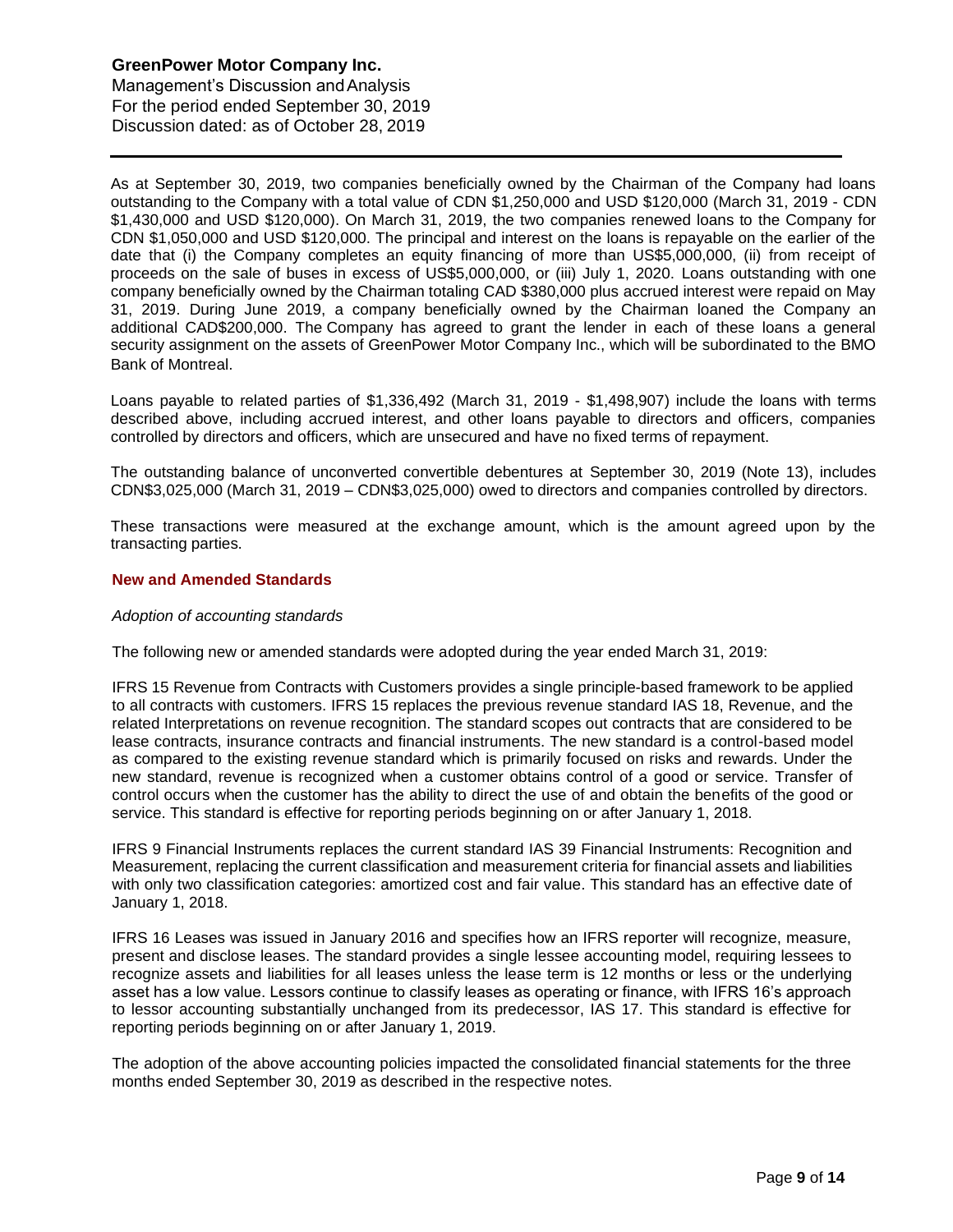As at September 30, 2019, two companies beneficially owned by the Chairman of the Company had loans outstanding to the Company with a total value of CDN $1,250,000 and USD $120,000 (March 31, 2019 - CDN $1,430,000 and USD $120,000). On March 31, 2019, the two companies renewed loans to the Company for CDN $1,050,000 and USD $120,000. The principal and interest on the loans is repayable on the earlier of the date that (i) the Company completes an equity financing of more than US$5,000,000, (ii) from receipt of proceeds on the sale of buses in excess of US$5,000,000, or (iii) July 1, 2020. Loans outstanding with one company beneficially owned by the Chairman totaling CAD $380,000 plus accrued interest were repaid on May 31, 2019. During June 2019, a company beneficially owned by the Chairman loaned the Company an additional CAD$200,000. The Company has agreed to grant the lender in each of these loans a general security assignment on the assets of GreenPower Motor Company Inc., which will be subordinated to the BMO Bank of Montreal.

Loans payable to related parties of $1,336,492 (March 31, 2019 - $1,498,907) include the loans with terms described above, including accrued interest, and other loans payable to directors and officers, companies controlled by directors and officers, which are unsecured and have no fixed terms of repayment.

The outstanding balance of unconverted convertible debentures at September 30, 2019 (Note 13), includes CDN$3,025,000 (March 31, 2019 – CDN$3,025,000) owed to directors and companies controlled by directors.

These transactions were measured at the exchange amount, which is the amount agreed upon by the transacting parties.

## New and Amended Standards

*Adoption of accounting standards*

The following new or amended standards were adopted during the year ended March 31, 2019:

IFRS 15 Revenue from Contracts with Customers provides a single principle-based framework to be applied to all contracts with customers. IFRS 15 replaces the previous revenue standard IAS 18, Revenue, and the related Interpretations on revenue recognition. The standard scopes out contracts that are considered to be lease contracts, insurance contracts and financial instruments. The new standard is a control-based model as compared to the existing revenue standard which is primarily focused on risks and rewards. Under the new standard, revenue is recognized when a customer obtains control of a good or service. Transfer of control occurs when the customer has the ability to direct the use of and obtain the benefits of the good or service. This standard is effective for reporting periods beginning on or after January 1, 2018.

IFRS 9 Financial Instruments replaces the current standard IAS 39 Financial Instruments: Recognition and Measurement, replacing the current classification and measurement criteria for financial assets and liabilities with only two classification categories: amortized cost and fair value. This standard has an effective date of January 1, 2018.

IFRS 16 Leases was issued in January 2016 and specifies how an IFRS reporter will recognize, measure, present and disclose leases. The standard provides a single lessee accounting model, requiring lessees to recognize assets and liabilities for all leases unless the lease term is 12 months or less or the underlying asset has a low value. Lessors continue to classify leases as operating or finance, with IFRS 16's approach to lessor accounting substantially unchanged from its predecessor, IAS 17. This standard is effective for reporting periods beginning on or after January 1, 2019.

The adoption of the above accounting policies impacted the consolidated financial statements for the three months ended September 30, 2019 as described in the respective notes.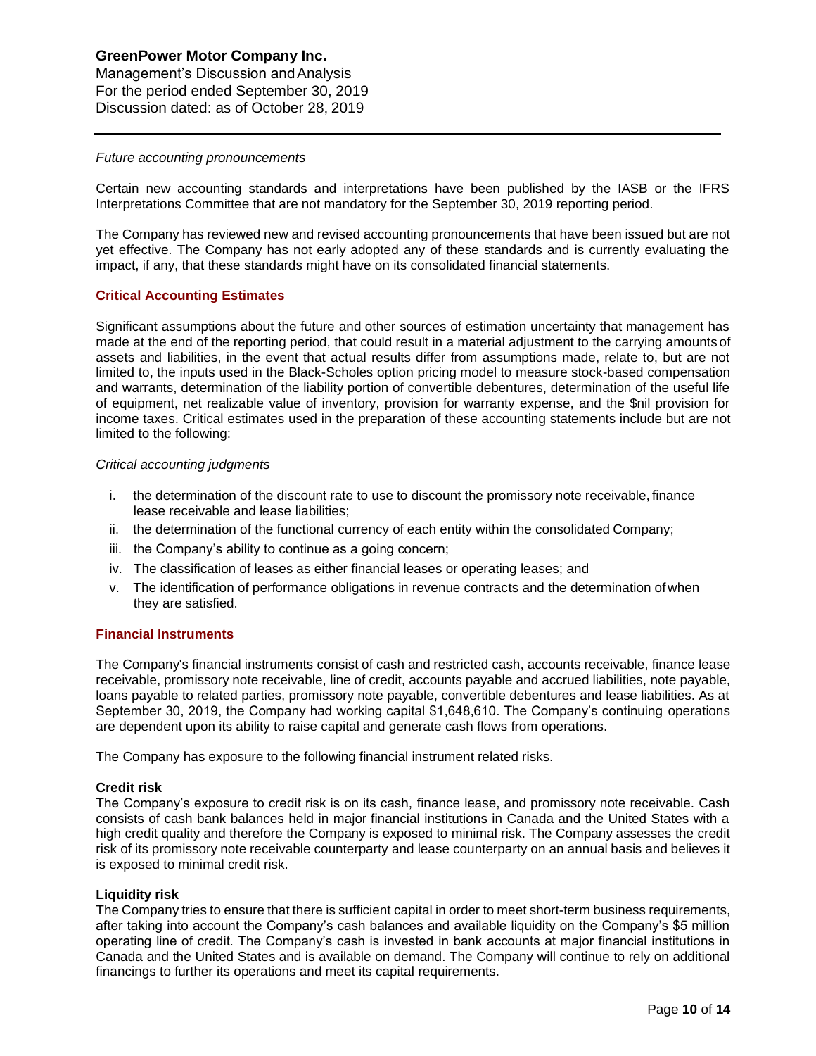*Future accounting pronouncements*

Certain new accounting standards and interpretations have been published by the IASB or the IFRS Interpretations Committee that are not mandatory for the September 30, 2019 reporting period.

The Company has reviewed new and revised accounting pronouncements that have been issued but are not yet effective. The Company has not early adopted any of these standards and is currently evaluating the impact, if any, that these standards might have on its consolidated financial statements.

## Critical Accounting Estimates

Significant assumptions about the future and other sources of estimation uncertainty that management has made at the end of the reporting period, that could result in a material adjustment to the carrying amounts of assets and liabilities, in the event that actual results differ from assumptions made, relate to, but are not limited to, the inputs used in the Black-Scholes option pricing model to measure stock-based compensation and warrants, determination of the liability portion of convertible debentures, determination of the useful life of equipment, net realizable value of inventory, provision for warranty expense, and the $nil provision for income taxes. Critical estimates used in the preparation of these accounting statements include but are not limited to the following:

*Critical accounting judgments*

i. the determination of the discount rate to use to discount the promissory note receivable, finance lease receivable and lease liabilities;
ii. the determination of the functional currency of each entity within the consolidated Company;
iii. the Company's ability to continue as a going concern;
iv. The classification of leases as either financial leases or operating leases; and
v. The identification of performance obligations in revenue contracts and the determination of when they are satisfied.

## Financial Instruments

The Company's financial instruments consist of cash and restricted cash, accounts receivable, finance lease receivable, promissory note receivable, line of credit, accounts payable and accrued liabilities, note payable, loans payable to related parties, promissory note payable, convertible debentures and lease liabilities. As at September 30, 2019, the Company had working capital $1,648,610. The Company's continuing operations are dependent upon its ability to raise capital and generate cash flows from operations.

The Company has exposure to the following financial instrument related risks.

**Credit risk**
The Company's exposure to credit risk is on its cash, finance lease, and promissory note receivable. Cash consists of cash bank balances held in major financial institutions in Canada and the United States with a high credit quality and therefore the Company is exposed to minimal risk. The Company assesses the credit risk of its promissory note receivable counterparty and lease counterparty on an annual basis and believes it is exposed to minimal credit risk.

**Liquidity risk**
The Company tries to ensure that there is sufficient capital in order to meet short-term business requirements, after taking into account the Company's cash balances and available liquidity on the Company's $5 million operating line of credit. The Company's cash is invested in bank accounts at major financial institutions in Canada and the United States and is available on demand. The Company will continue to rely on additional financings to further its operations and meet its capital requirements.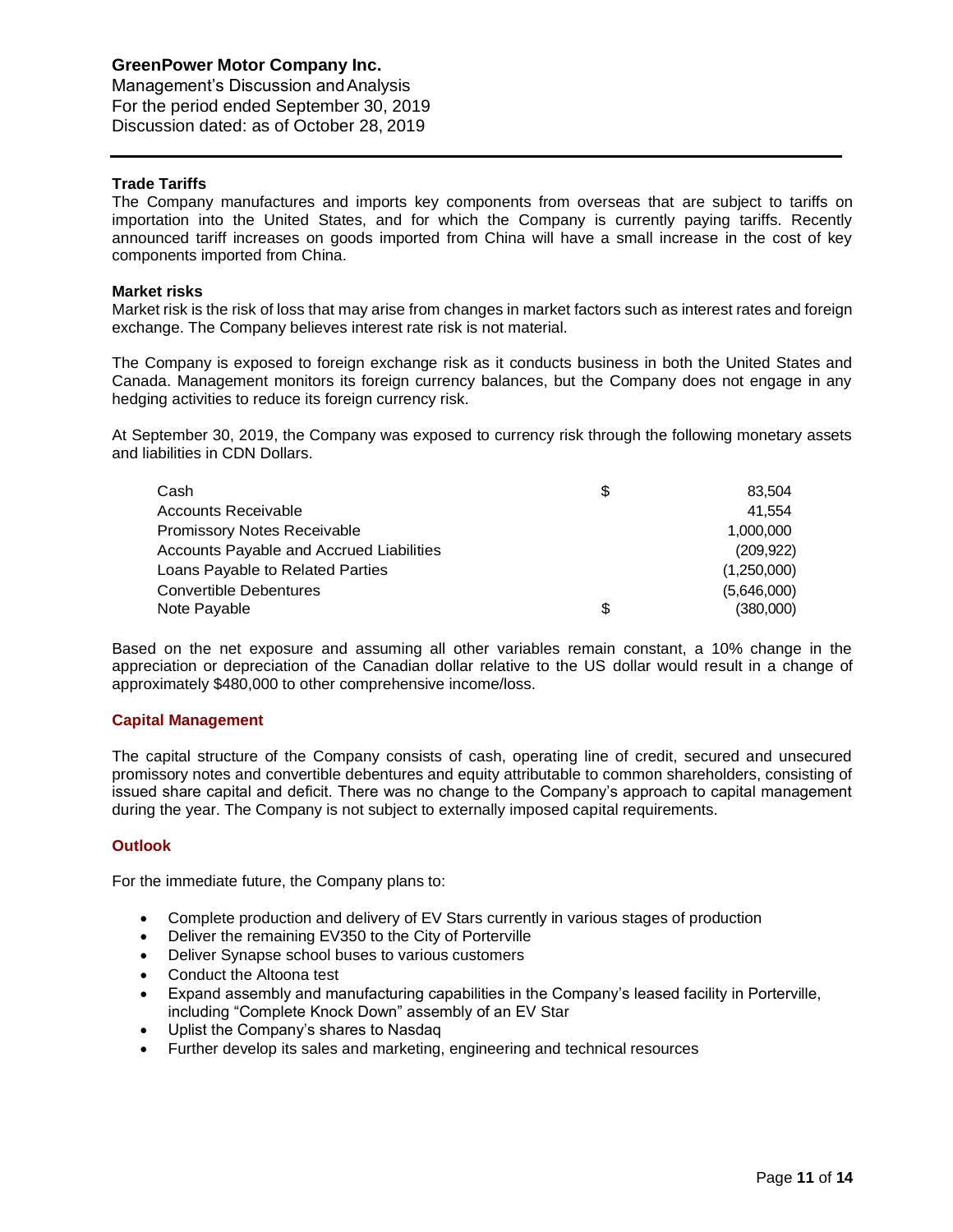### Trade Tariffs

The Company manufactures and imports key components from overseas that are subject to tariffs on importation into the United States, and for which the Company is currently paying tariffs. Recently announced tariff increases on goods imported from China will have a small increase in the cost of key components imported from China.

### Market risks

Market risk is the risk of loss that may arise from changes in market factors such as interest rates and foreign exchange. The Company believes interest rate risk is not material.

The Company is exposed to foreign exchange risk as it conducts business in both the United States and Canada. Management monitors its foreign currency balances, but the Company does not engage in any hedging activities to reduce its foreign currency risk.

At September 30, 2019, the Company was exposed to currency risk through the following monetary assets and liabilities in CDN Dollars.

| | | |
|---|---|---|
| Cash | $ | 83,504 |
| Accounts Receivable | | 41,554 |
| Promissory Notes Receivable | | 1,000,000 |
| Accounts Payable and Accrued Liabilities | | (209,922) |
| Loans Payable to Related Parties | | (1,250,000) |
| Convertible Debentures | | (5,646,000) |
| Note Payable | $ | (380,000) |

Based on the net exposure and assuming all other variables remain constant, a 10% change in the appreciation or depreciation of the Canadian dollar relative to the US dollar would result in a change of approximately $480,000 to other comprehensive income/loss.

## Capital Management

The capital structure of the Company consists of cash, operating line of credit, secured and unsecured promissory notes and convertible debentures and equity attributable to common shareholders, consisting of issued share capital and deficit. There was no change to the Company's approach to capital management during the year. The Company is not subject to externally imposed capital requirements.

## Outlook

For the immediate future, the Company plans to:

- Complete production and delivery of EV Stars currently in various stages of production
- Deliver the remaining EV350 to the City of Porterville
- Deliver Synapse school buses to various customers
- Conduct the Altoona test
- Expand assembly and manufacturing capabilities in the Company's leased facility in Porterville, including "Complete Knock Down" assembly of an EV Star
- Uplist the Company's shares to Nasdaq
- Further develop its sales and marketing, engineering and technical resources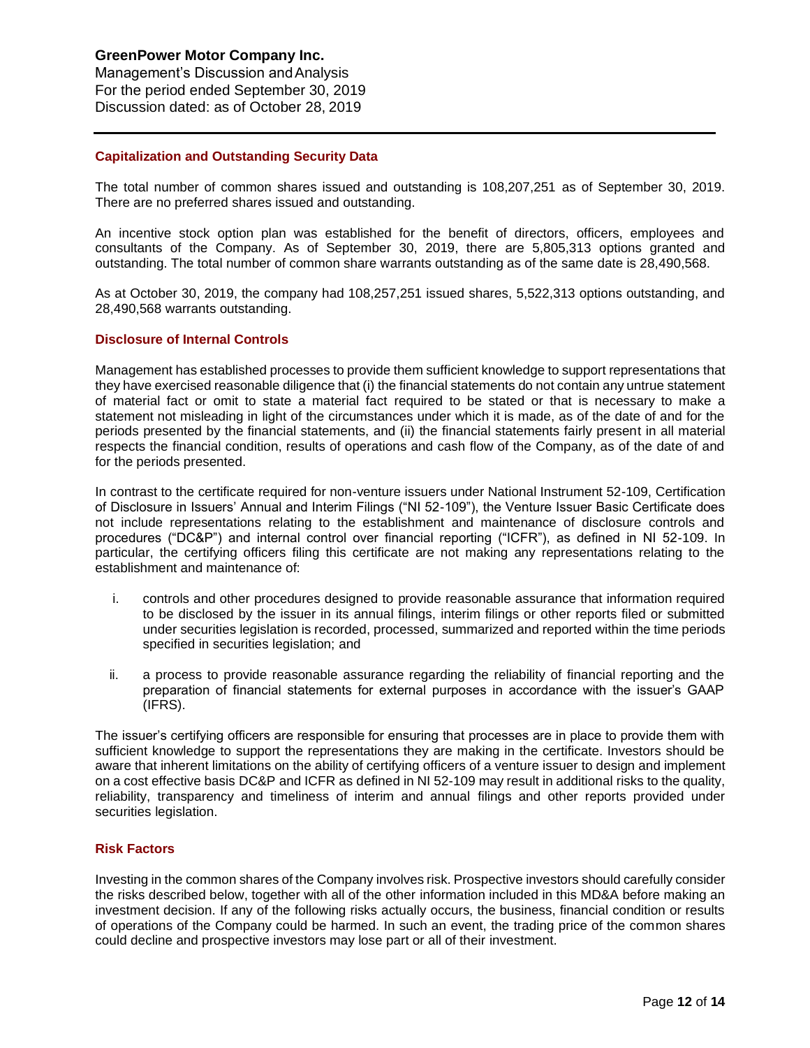## Capitalization and Outstanding Security Data

The total number of common shares issued and outstanding is 108,207,251 as of September 30, 2019. There are no preferred shares issued and outstanding.

An incentive stock option plan was established for the benefit of directors, officers, employees and consultants of the Company. As of September 30, 2019, there are 5,805,313 options granted and outstanding. The total number of common share warrants outstanding as of the same date is 28,490,568.

As at October 30, 2019, the company had 108,257,251 issued shares, 5,522,313 options outstanding, and 28,490,568 warrants outstanding.

## Disclosure of Internal Controls

Management has established processes to provide them sufficient knowledge to support representations that they have exercised reasonable diligence that (i) the financial statements do not contain any untrue statement of material fact or omit to state a material fact required to be stated or that is necessary to make a statement not misleading in light of the circumstances under which it is made, as of the date of and for the periods presented by the financial statements, and (ii) the financial statements fairly present in all material respects the financial condition, results of operations and cash flow of the Company, as of the date of and for the periods presented.

In contrast to the certificate required for non-venture issuers under National Instrument 52-109, Certification of Disclosure in Issuers' Annual and Interim Filings ("NI 52-109"), the Venture Issuer Basic Certificate does not include representations relating to the establishment and maintenance of disclosure controls and procedures ("DC&P") and internal control over financial reporting ("ICFR"), as defined in NI 52-109. In particular, the certifying officers filing this certificate are not making any representations relating to the establishment and maintenance of:

i. controls and other procedures designed to provide reasonable assurance that information required to be disclosed by the issuer in its annual filings, interim filings or other reports filed or submitted under securities legislation is recorded, processed, summarized and reported within the time periods specified in securities legislation; and

ii. a process to provide reasonable assurance regarding the reliability of financial reporting and the preparation of financial statements for external purposes in accordance with the issuer's GAAP (IFRS).

The issuer's certifying officers are responsible for ensuring that processes are in place to provide them with sufficient knowledge to support the representations they are making in the certificate. Investors should be aware that inherent limitations on the ability of certifying officers of a venture issuer to design and implement on a cost effective basis DC&P and ICFR as defined in NI 52-109 may result in additional risks to the quality, reliability, transparency and timeliness of interim and annual filings and other reports provided under securities legislation.

## Risk Factors

Investing in the common shares of the Company involves risk. Prospective investors should carefully consider the risks described below, together with all of the other information included in this MD&A before making an investment decision. If any of the following risks actually occurs, the business, financial condition or results of operations of the Company could be harmed. In such an event, the trading price of the common shares could decline and prospective investors may lose part or all of their investment.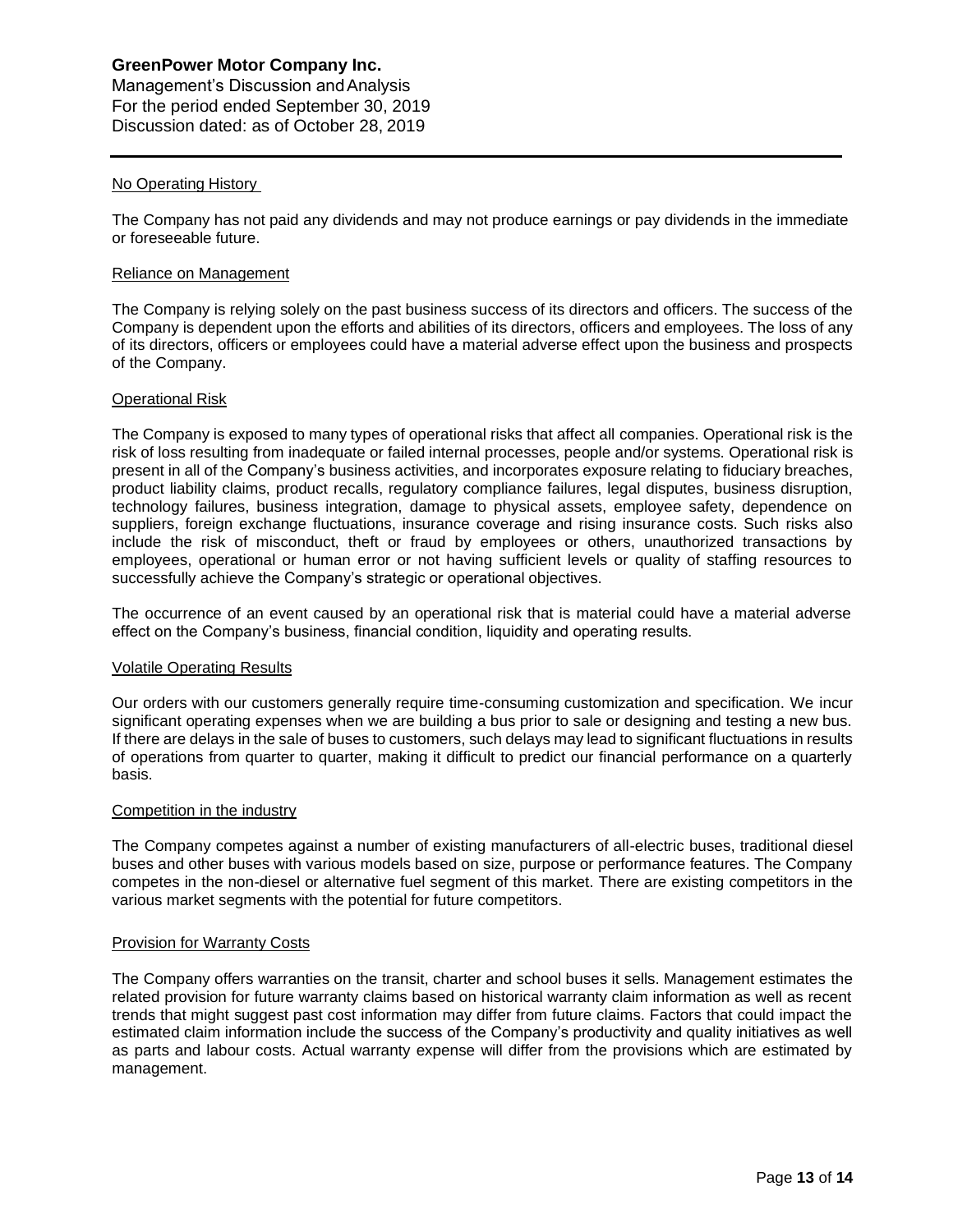### No Operating History

The Company has not paid any dividends and may not produce earnings or pay dividends in the immediate or foreseeable future.

### Reliance on Management

The Company is relying solely on the past business success of its directors and officers. The success of the Company is dependent upon the efforts and abilities of its directors, officers and employees. The loss of any of its directors, officers or employees could have a material adverse effect upon the business and prospects of the Company.

### Operational Risk

The Company is exposed to many types of operational risks that affect all companies. Operational risk is the risk of loss resulting from inadequate or failed internal processes, people and/or systems. Operational risk is present in all of the Company's business activities, and incorporates exposure relating to fiduciary breaches, product liability claims, product recalls, regulatory compliance failures, legal disputes, business disruption, technology failures, business integration, damage to physical assets, employee safety, dependence on suppliers, foreign exchange fluctuations, insurance coverage and rising insurance costs. Such risks also include the risk of misconduct, theft or fraud by employees or others, unauthorized transactions by employees, operational or human error or not having sufficient levels or quality of staffing resources to successfully achieve the Company's strategic or operational objectives.

The occurrence of an event caused by an operational risk that is material could have a material adverse effect on the Company's business, financial condition, liquidity and operating results.

### Volatile Operating Results

Our orders with our customers generally require time-consuming customization and specification. We incur significant operating expenses when we are building a bus prior to sale or designing and testing a new bus. If there are delays in the sale of buses to customers, such delays may lead to significant fluctuations in results of operations from quarter to quarter, making it difficult to predict our financial performance on a quarterly basis.

### Competition in the industry

The Company competes against a number of existing manufacturers of all-electric buses, traditional diesel buses and other buses with various models based on size, purpose or performance features. The Company competes in the non-diesel or alternative fuel segment of this market. There are existing competitors in the various market segments with the potential for future competitors.

### Provision for Warranty Costs

The Company offers warranties on the transit, charter and school buses it sells. Management estimates the related provision for future warranty claims based on historical warranty claim information as well as recent trends that might suggest past cost information may differ from future claims. Factors that could impact the estimated claim information include the success of the Company's productivity and quality initiatives as well as parts and labour costs. Actual warranty expense will differ from the provisions which are estimated by management.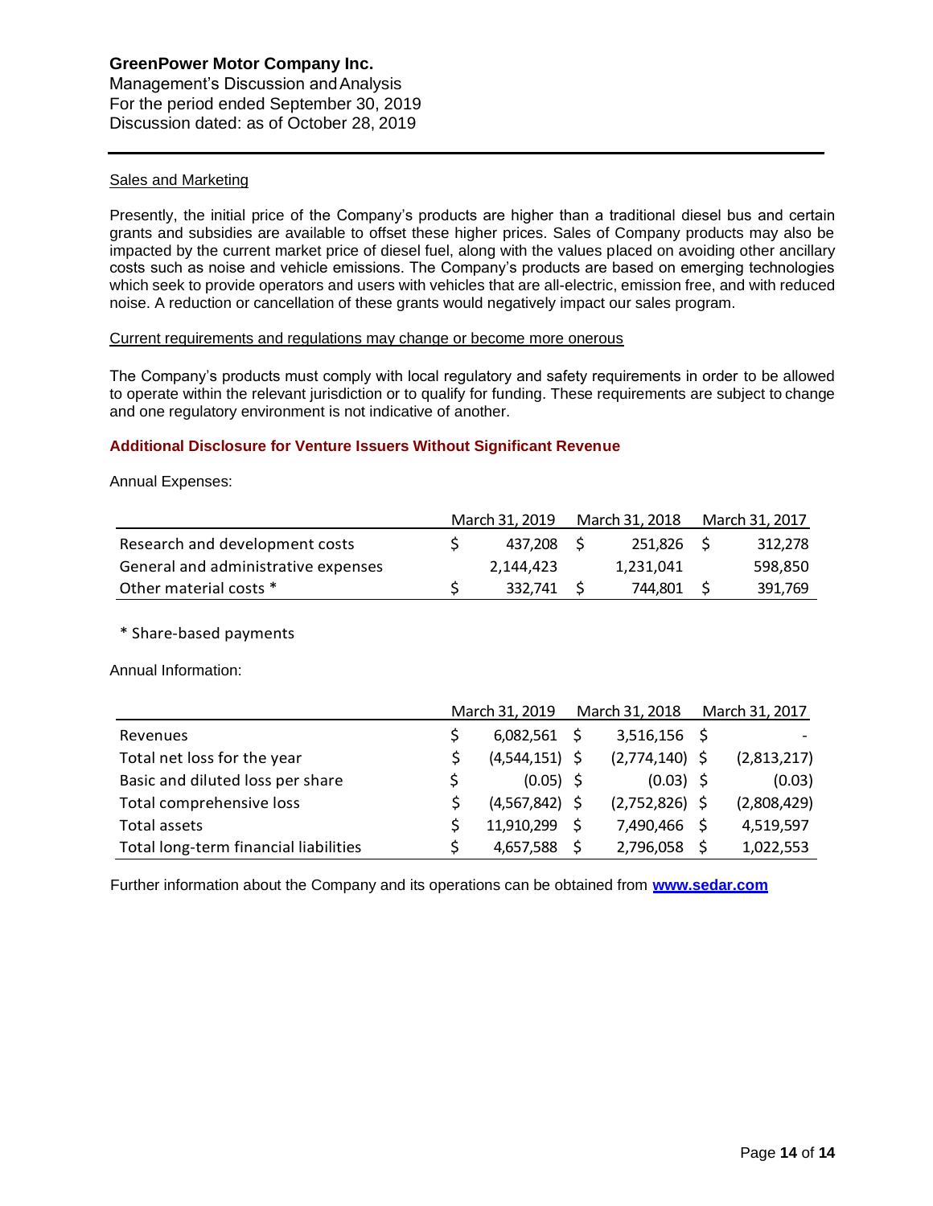#### Sales and Marketing

Presently, the initial price of the Company's products are higher than a traditional diesel bus and certain grants and subsidies are available to offset these higher prices. Sales of Company products may also be impacted by the current market price of diesel fuel, along with the values placed on avoiding other ancillary costs such as noise and vehicle emissions. The Company's products are based on emerging technologies which seek to provide operators and users with vehicles that are all-electric, emission free, and with reduced noise. A reduction or cancellation of these grants would negatively impact our sales program.

#### Current requirements and regulations may change or become more onerous

The Company's products must comply with local regulatory and safety requirements in order to be allowed to operate within the relevant jurisdiction or to qualify for funding. These requirements are subject to change and one regulatory environment is not indicative of another.

### Additional Disclosure for Venture Issuers Without Significant Revenue

Annual Expenses:

| | March 31, 2019 | March 31, 2018 | March 31, 2017 |
|---|---|---|---|
| Research and development costs | $ 437,208 | $ 251,826 | $ 312,278 |
| General and administrative expenses | 2,144,423 | 1,231,041 | 598,850 |
| Other material costs * | $ 332,741 | $ 744,801 | $ 391,769 |

\* Share-based payments

Annual Information:

| | March 31, 2019 | March 31, 2018 | March 31, 2017 |
|---|---|---|---|
| Revenues | $ 6,082,561 | $ 3,516,156 | $ - |
| Total net loss for the year | $ (4,544,151) | $ (2,774,140) | $ (2,813,217) |
| Basic and diluted loss per share | $ (0.05) | $ (0.03) | $ (0.03) |
| Total comprehensive loss | $ (4,567,842) | $ (2,752,826) | $ (2,808,429) |
| Total assets | $ 11,910,299 | $ 7,490,466 | $ 4,519,597 |
| Total long-term financial liabilities | $ 4,657,588 | $ 2,796,058 | $ 1,022,553 |

Further information about the Company and its operations can be obtained from **www.sedar.com**